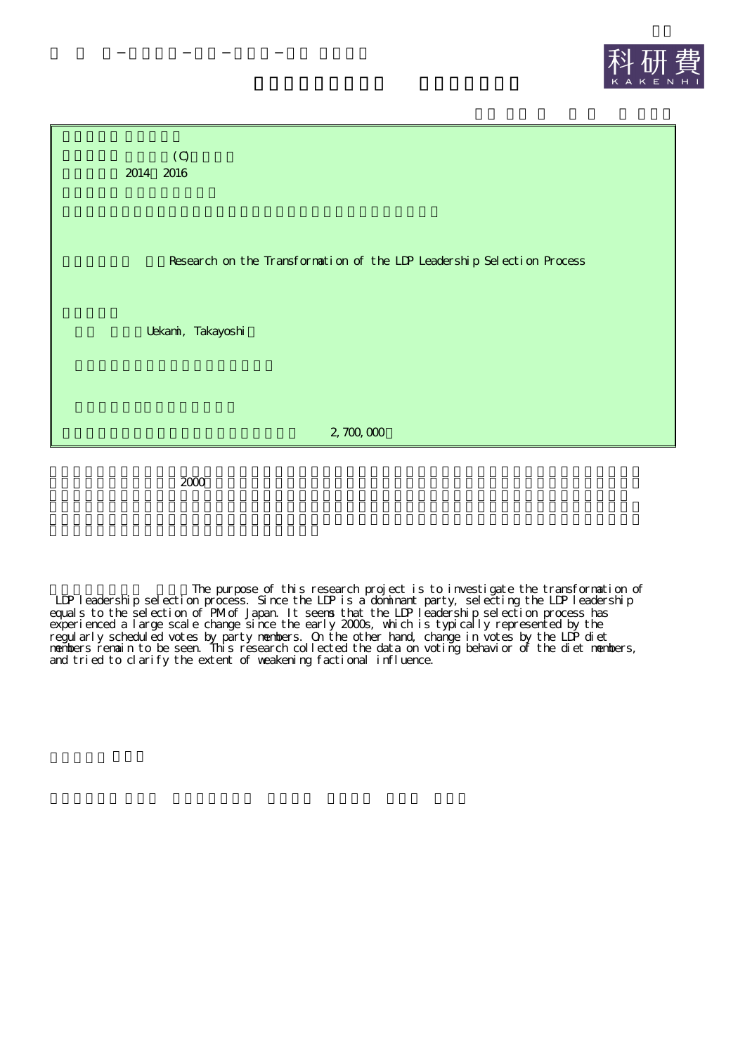(C)

2014 2016

Research on the Transformation of the LDP Leadership Selection Process

Uekami, Takayoshi

2,700,000

2000

The purpose of this research project is to investigate the transformation of LDP leadership selection process. Since the LDP is a dominant party, selecting the LDP leadership equals to the selection of PM of Japan. It seems that the LDP leadership selection process has experienced a large scale change since the early 2000s, which is typically represented by the regularly scheduled votes by party members. On the other hand, change in votes by the LDP diet members remain to be seen. This research collected the data on voting behavior of the diet members, and tried to clarify the extent of weakening factional influence.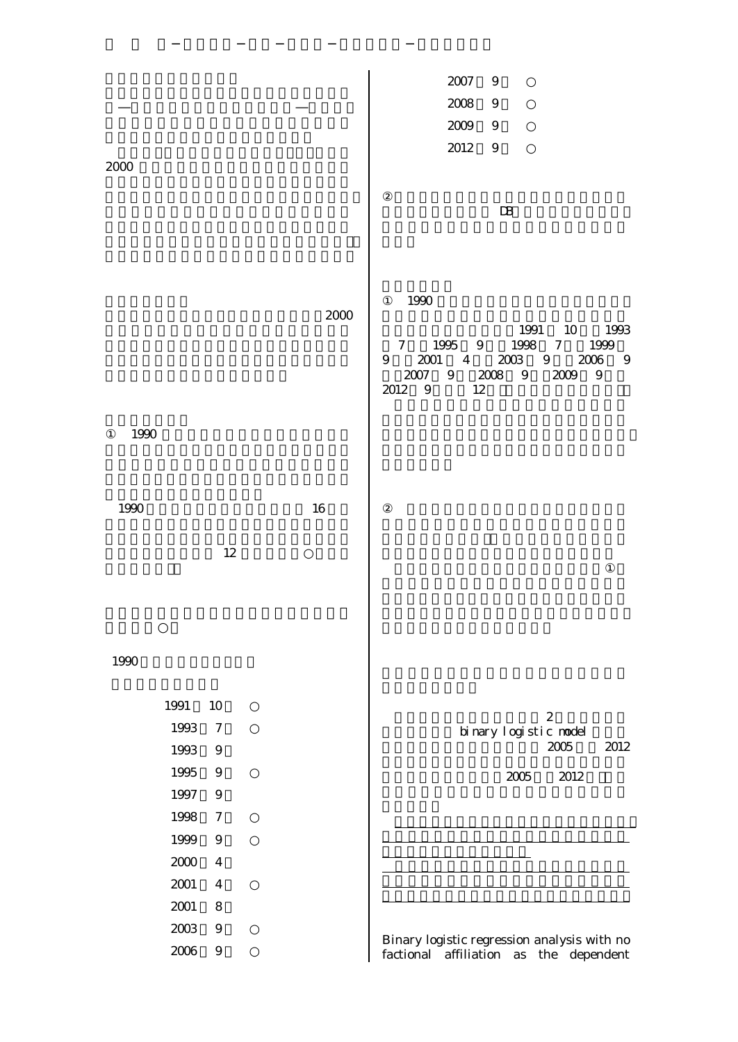2000

2000

① 1990

1990 16

12 ○

○

1990

| | | |
|---|---|---|
| 1991 | 10 | ○ |
| 1993 | 7 | ○ |
| 1993 | 9 | |
| 1995 | 9 | ○ |
| 1997 | 9 | |
| 1998 | 7 | ○ |
| 1999 | 9 | ○ |
| 2000 | 4 | |
| 2001 | 4 | ○ |
| 2001 | 8 | |
| 2003 | 9 | ○ |
| 2006 | 9 | ○ |
| 2007 | 9 | ○ |
| 2008 | 9 | ○ |
| 2009 | 9 | ○ |
| 2012 | 9 | ○ |

② DB

① 1990

1991 10 1993 7 1995 9 1998 7 1999 9 2001 4 2003 9 2006 9 2007 9 2008 9 2009 9 2012 9 12

②

①

2 binary logistic model 2005 2012

2005 2012

Binary logistic regression analysis with no factional affiliation as the dependent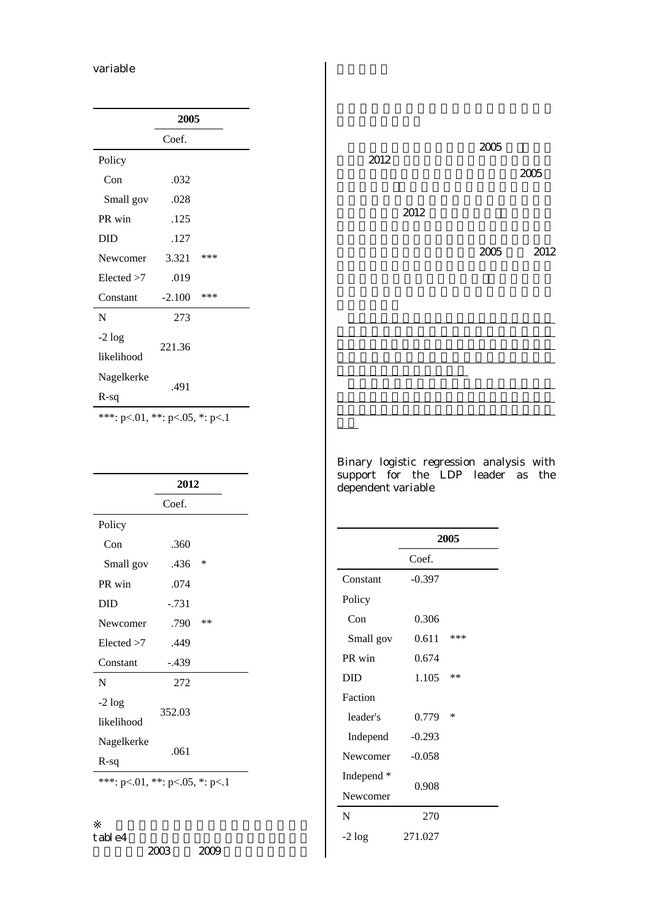variable

| | 2005 | |
|---|---|---|
| | Coef. | |
| Policy | | |
| Con | .032 | |
| Small gov | .028 | |
| PR win | .125 | |
| DID | .127 | |
| Newcomer | 3.321 | *** |
| Elected >7 | .019 | |
| Constant | -2.100 | *** |
| N | 273 | |
| -2 log likelihood | 221.36 | |
| Nagelkerke R-sq | .491 | |

***: p<.01, **: p<.05, *: p<.1

| | 2012 | |
|---|---|---|
| | Coef. | |
| Policy | | |
| Con | .360 | |
| Small gov | .436 | * |
| PR win | .074 | |
| DID | -.731 | |
| Newcomer | .790 | ** |
| Elected >7 | .449 | |
| Constant | -.439 | |
| N | 272 | |
| -2 log likelihood | 352.03 | |
| Nagelkerke R-sq | .061 | |

***: p<.01, **: p<.05, *: p<.1

※
table4
2003 2009

2005
2012
2005

2012

2005 2012

Binary logistic regression analysis with support for the LDP leader as the dependent variable

| | 2005 | |
|---|---|---|
| | Coef. | |
| Constant | -0.397 | |
| Policy | | |
| Con | 0.306 | |
| Small gov | 0.611 | *** |
| PR win | 0.674 | |
| DID | 1.105 | ** |
| Faction | | |
| leader's | 0.779 | * |
| Independ | -0.293 | |
| Newcomer | -0.058 | |
| Independ * Newcomer | 0.908 | |
| N | 270 | |
| -2 log | 271.027 | |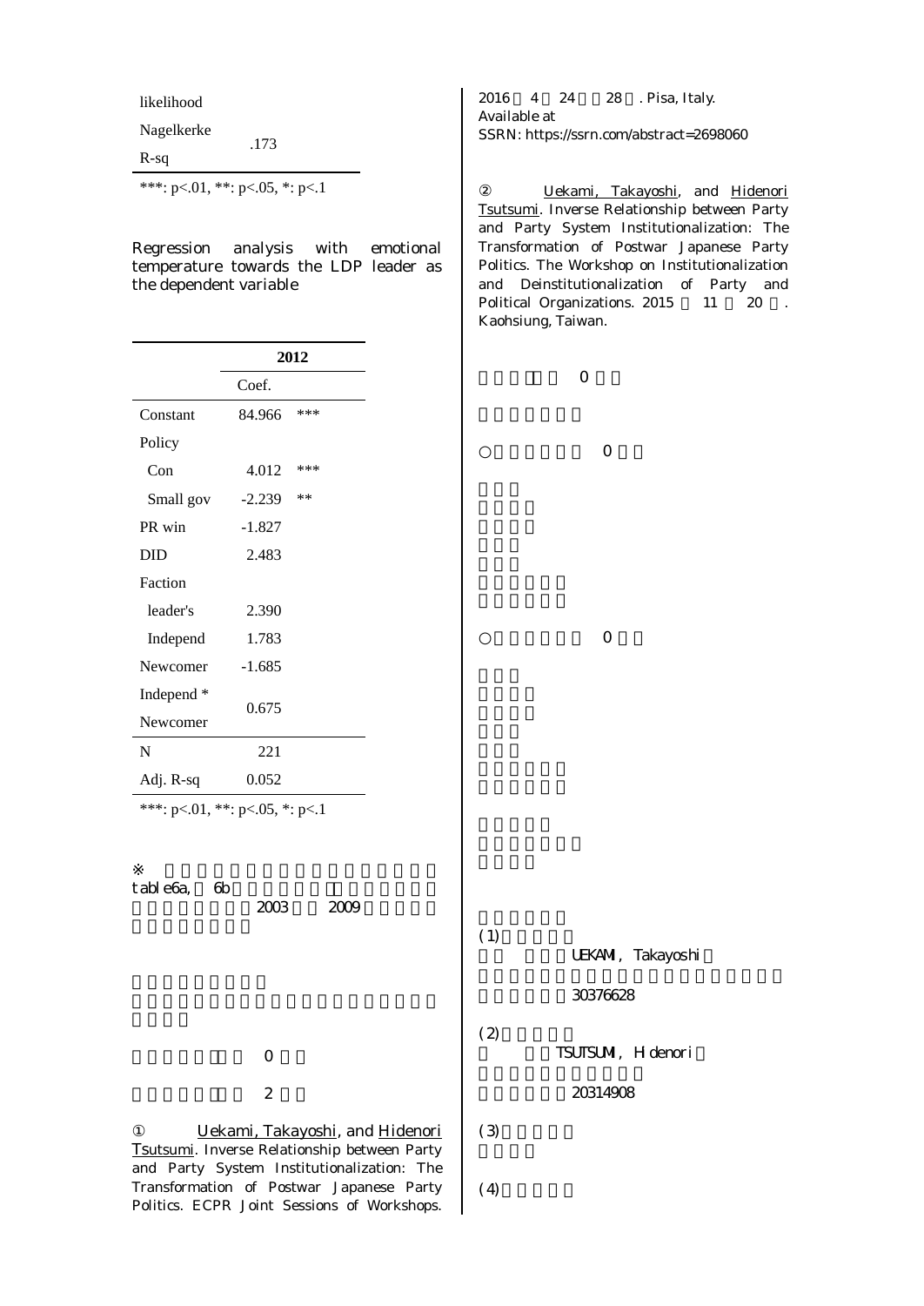| | |
|---|---|
| likelihood | |
| Nagelkerke R-sq | .173 |

***: p<.01, **: p<.05, *: p<.1

Regression analysis with emotional temperature towards the LDP leader as the dependent variable

| | 2012 | |
|---|---|---|
| | Coef. | |
| Constant | 84.966 | *** |
| Policy | | |
| Con | 4.012 | *** |
| Small gov | -2.239 | ** |
| PR win | -1.827 | |
| DID | 2.483 | |
| Faction | | |
| leader's | 2.390 | |
| Independ | 1.783 | |
| Newcomer | -1.685 | |
| Independ * Newcomer | 0.675 | |
| N | 221 | |
| Adj. R-sq | 0.052 | |

***: p<.01, **: p<.05, *: p<.1

※

table6a, 6b

2003 2009

0

2

① Uekami, Takayoshi, and Hidenori Tsutsumi. Inverse Relationship between Party and Party System Institutionalization: The Transformation of Postwar Japanese Party Politics. ECPR Joint Sessions of Workshops. 2016 4 24 28 . Pisa, Italy. Available at SSRN: https://ssrn.com/abstract=2698060

② Uekami, Takayoshi, and Hidenori Tsutsumi. Inverse Relationship between Party and Party System Institutionalization: The Transformation of Postwar Japanese Party Politics. The Workshop on Institutionalization and Deinstitutionalization of Party and Political Organizations. 2015 11 20 . Kaohsiung, Taiwan.

0

○ 0

○ 0

(1)

UEKAMI, Takayoshi

30376628

(2)

TSUTSUMI, Hidenori

20314908

(3)

(4)